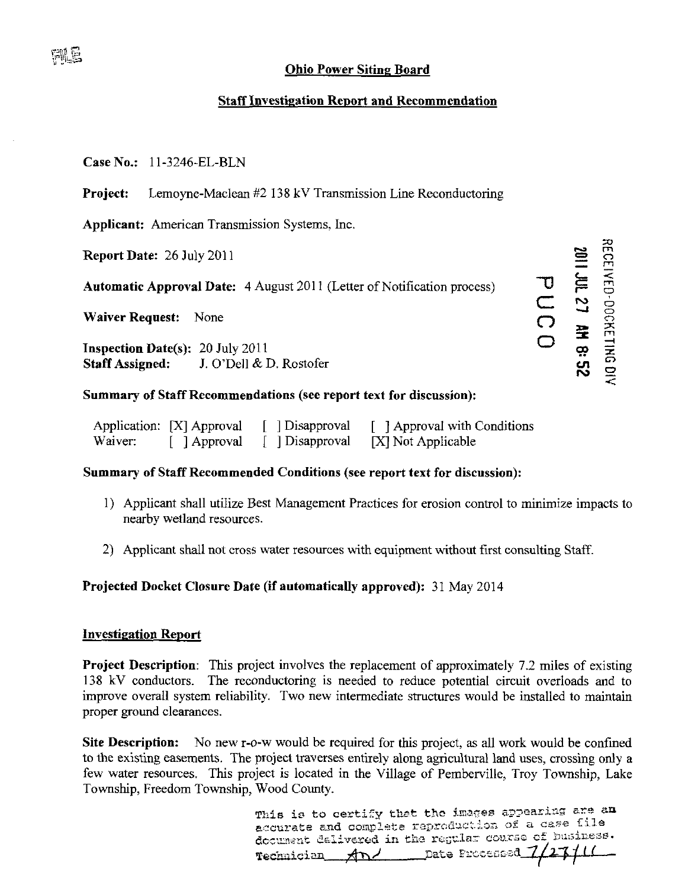FILE

## Ohio Power Siting Board

## Staff Investigation Report and Recommendation

**Case No.:** 11-3246-EL-BLN

**Project:** Lemoyne-Maclean #2 138 kV Transmission Line Reconductoring

**Applicant:** American Transmission Systems, Inc.

**Report Date:** 26 July 2011

**Automatic Approval Date:** 4 August 2011 (Letter of Notification process)

**Waiver Request:** None

**Inspection Date(s):** 20 July 2011
**Staff Assigned:** J. O'Dell & D. Rostofer

RECEIVED-DOCKETING DIV 2011 JUL 27 AM 8:52 PUCO

### Summary of Staff Recommendations (see report text for discussion):

| | | | |
|---|---|---|---|
| Application: | [X] Approval | [ ] Disapproval | [ ] Approval with Conditions |
| Waiver: | [ ] Approval | [ ] Disapproval | [X] Not Applicable |

### Summary of Staff Recommended Conditions (see report text for discussion):

1) Applicant shall utilize Best Management Practices for erosion control to minimize impacts to nearby wetland resources.

2) Applicant shall not cross water resources with equipment without first consulting Staff.

**Projected Docket Closure Date (if automatically approved):** 31 May 2014

### Investigation Report

**Project Description**: This project involves the replacement of approximately 7.2 miles of existing 138 kV conductors. The reconductoring is needed to reduce potential circuit overloads and to improve overall system reliability. Two new intermediate structures would be installed to maintain proper ground clearances.

**Site Description:** No new r-o-w would be required for this project, as all work would be confined to the existing easements. The project traverses entirely along agricultural land uses, crossing only a few water resources. This project is located in the Village of Pemberville, Troy Township, Lake Township, Freedom Township, Wood County.

This is to certify that the images appearing are an accurate and complete reproduction of a case file document delivered in the regular course of business.
Technician AM Date Processed 7/27/11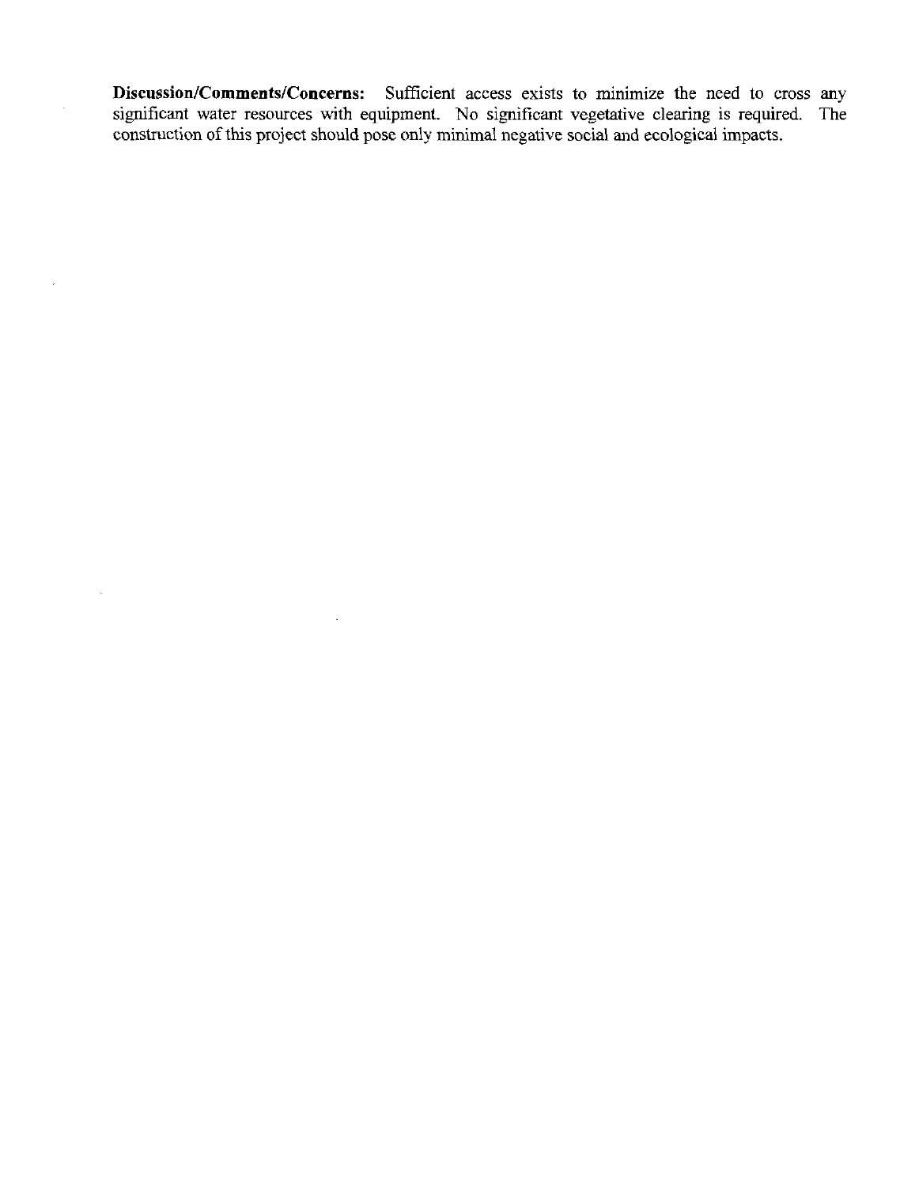**Discussion/Comments/Concerns:** Sufficient access exists to minimize the need to cross any significant water resources with equipment. No significant vegetative clearing is required. The construction of this project should pose only minimal negative social and ecological impacts.